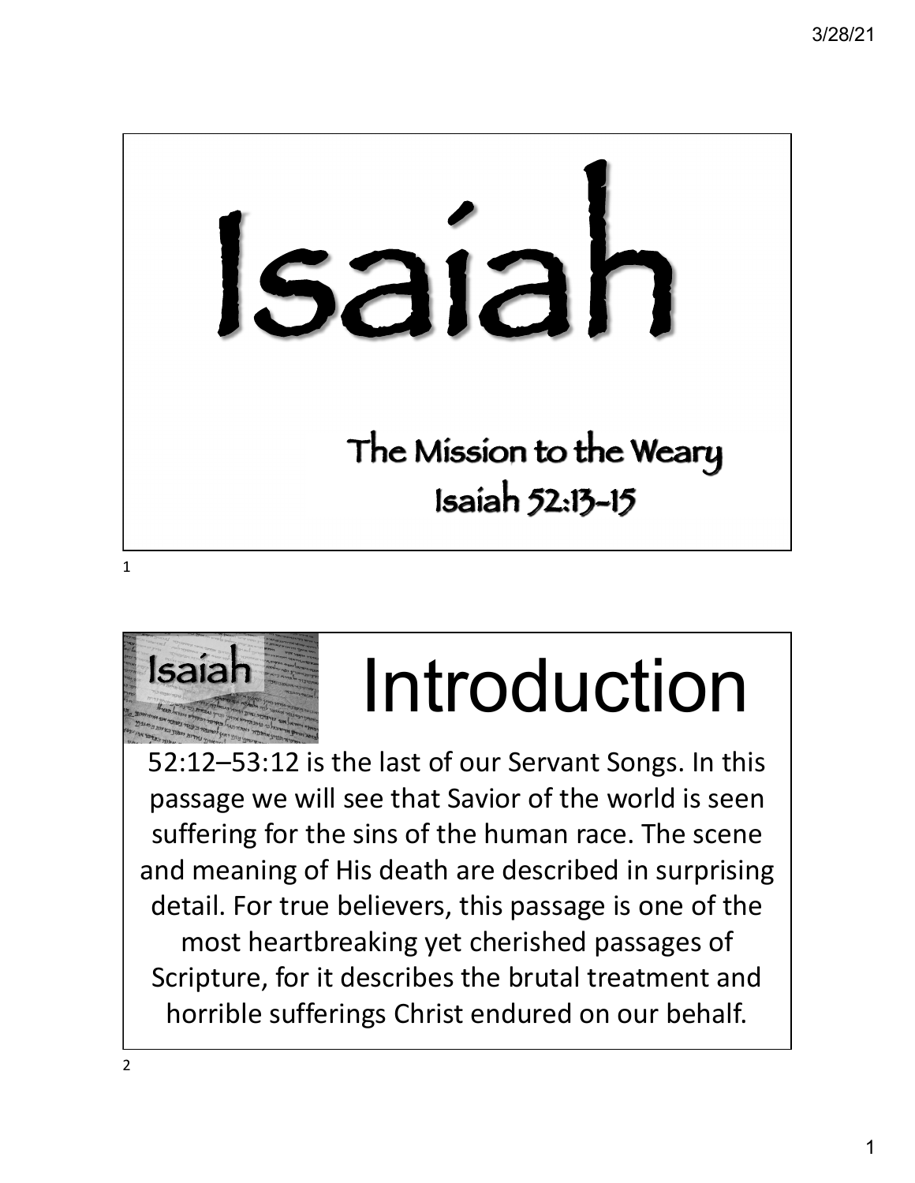# Isaiah

## The Mission to the Weary
## Isaiah 52:13–15

---

## Introduction

52:12–53:12 is the last of our Servant Songs. In this passage we will see that Savior of the world is seen suffering for the sins of the human race. The scene and meaning of His death are described in surprising detail. For true believers, this passage is one of the most heartbreaking yet cherished passages of Scripture, for it describes the brutal treatment and horrible sufferings Christ endured on our behalf.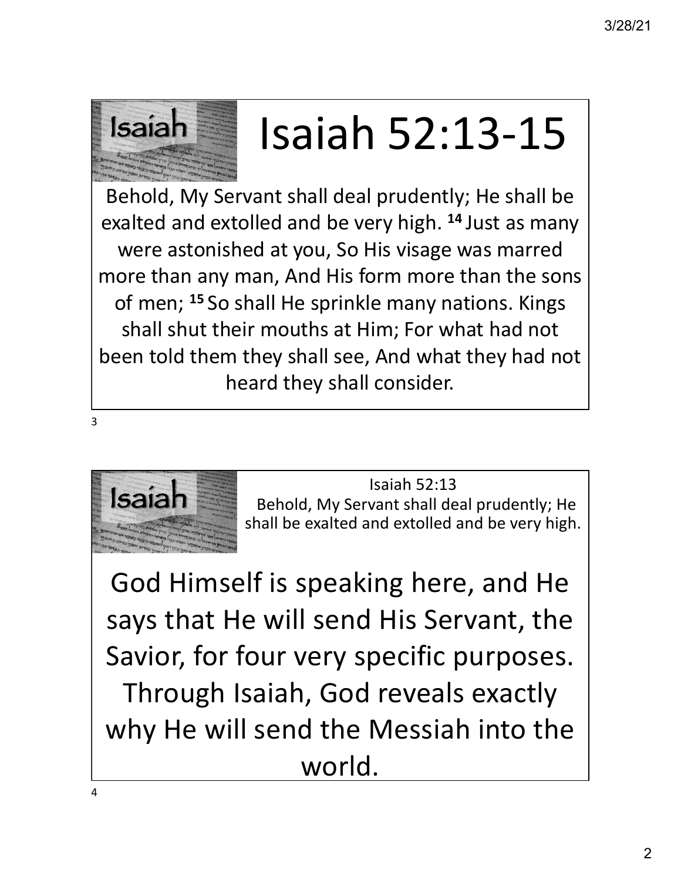# Isaiah 52:13-15

Behold, My Servant shall deal prudently; He shall be exalted and extolled and be very high. [14] Just as many were astonished at you, So His visage was marred more than any man, And His form more than the sons of men; [15] So shall He sprinkle many nations. Kings shall shut their mouths at Him; For what had not been told them they shall see, And what they had not heard they shall consider.

---

Isaiah 52:13
Behold, My Servant shall deal prudently; He shall be exalted and extolled and be very high.

God Himself is speaking here, and He says that He will send His Servant, the Savior, for four very specific purposes. Through Isaiah, God reveals exactly why He will send the Messiah into the world.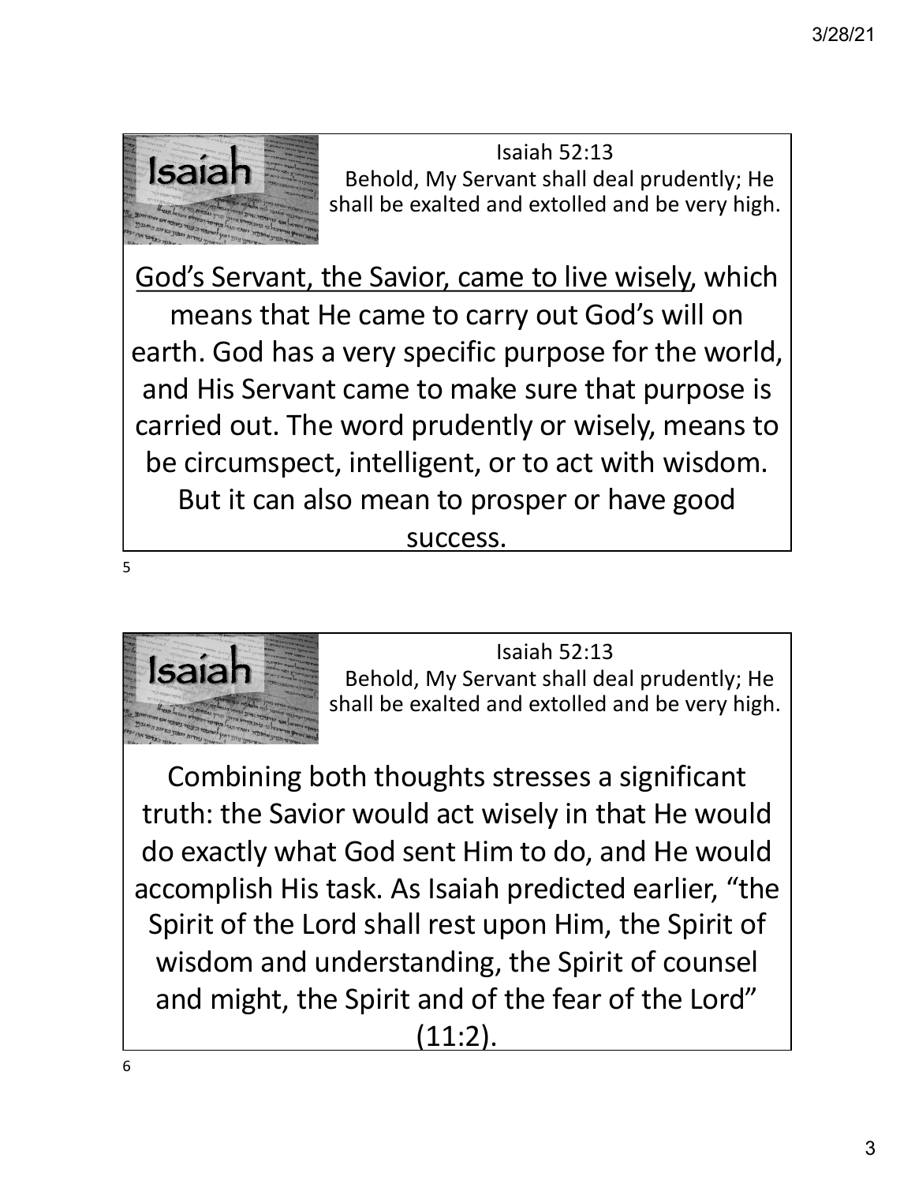Isaiah 52:13
Behold, My Servant shall deal prudently; He shall be exalted and extolled and be very high.

God's Servant, the Savior, came to live wisely, which means that He came to carry out God's will on earth. God has a very specific purpose for the world, and His Servant came to make sure that purpose is carried out. The word prudently or wisely, means to be circumspect, intelligent, or to act with wisdom. But it can also mean to prosper or have good success.

Isaiah 52:13
Behold, My Servant shall deal prudently; He shall be exalted and extolled and be very high.

Combining both thoughts stresses a significant truth: the Savior would act wisely in that He would do exactly what God sent Him to do, and He would accomplish His task. As Isaiah predicted earlier, "the Spirit of the Lord shall rest upon Him, the Spirit of wisdom and understanding, the Spirit of counsel and might, the Spirit and of the fear of the Lord" (11:2).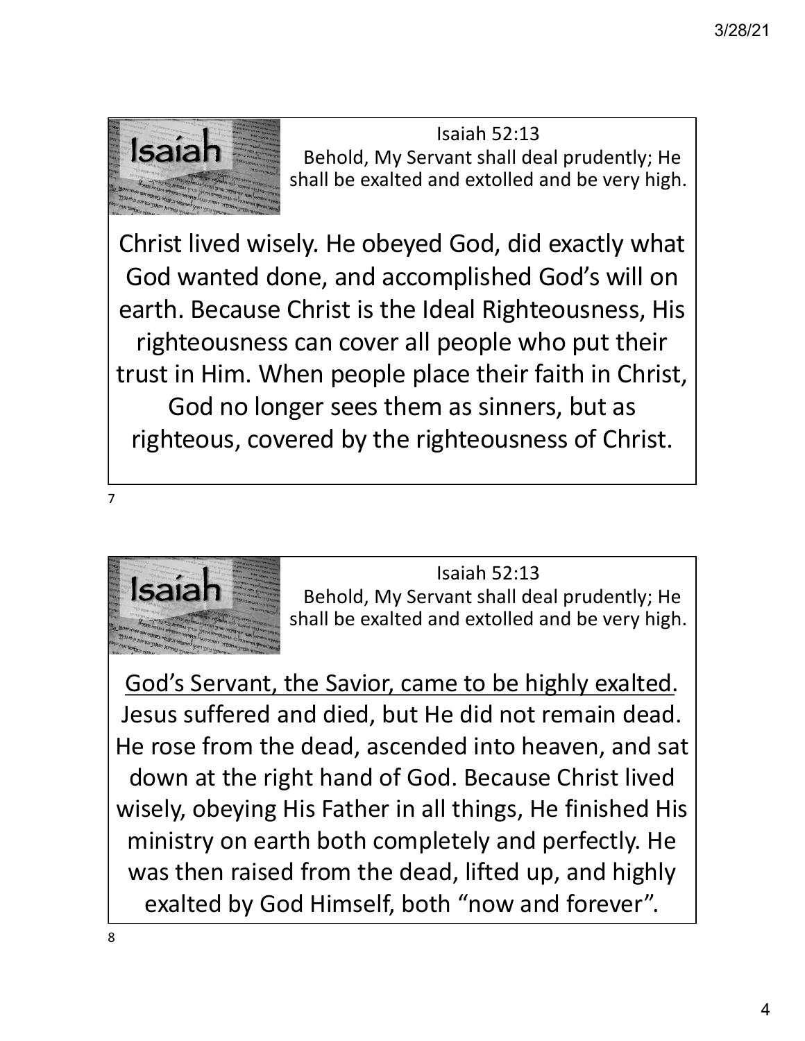Isaiah

Isaiah 52:13
Behold, My Servant shall deal prudently; He shall be exalted and extolled and be very high.

Christ lived wisely. He obeyed God, did exactly what God wanted done, and accomplished God's will on earth. Because Christ is the Ideal Righteousness, His righteousness can cover all people who put their trust in Him. When people place their faith in Christ, God no longer sees them as sinners, but as righteous, covered by the righteousness of Christ.

Isaiah

Isaiah 52:13
Behold, My Servant shall deal prudently; He shall be exalted and extolled and be very high.

<u>God's Servant, the Savior, came to be highly exalted</u>. Jesus suffered and died, but He did not remain dead. He rose from the dead, ascended into heaven, and sat down at the right hand of God. Because Christ lived wisely, obeying His Father in all things, He finished His ministry on earth both completely and perfectly. He was then raised from the dead, lifted up, and highly exalted by God Himself, both "now and forever".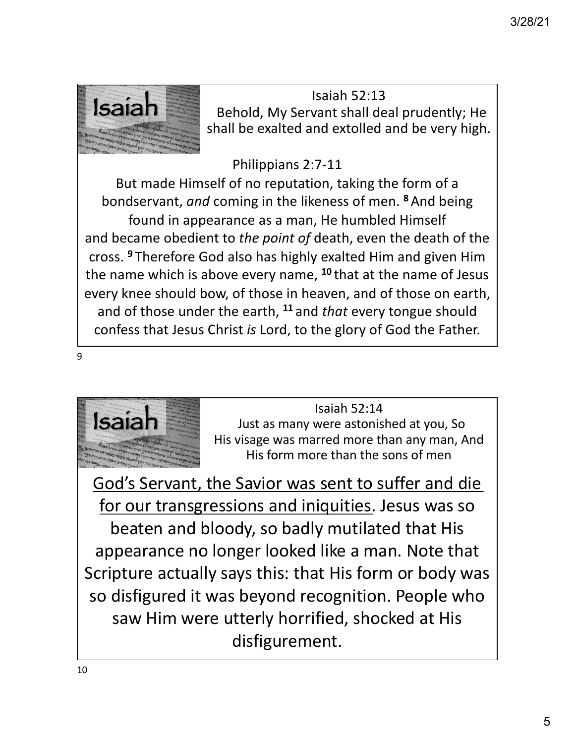Isaiah

Isaiah 52:13
Behold, My Servant shall deal prudently; He shall be exalted and extolled and be very high.

Philippians 2:7-11
But made Himself of no reputation, taking the form of a bondservant, *and* coming in the likeness of men. [8] And being found in appearance as a man, He humbled Himself and became obedient to *the point of* death, even the death of the cross. [9] Therefore God also has highly exalted Him and given Him the name which is above every name, [10] that at the name of Jesus every knee should bow, of those in heaven, and of those on earth, and of those under the earth, [11] and *that* every tongue should confess that Jesus Christ *is* Lord, to the glory of God the Father.

---

Isaiah

Isaiah 52:14
Just as many were astonished at you, So His visage was marred more than any man, And His form more than the sons of men

<u>God's Servant, the Savior was sent to suffer and die for our transgressions and iniquities</u>. Jesus was so beaten and bloody, so badly mutilated that His appearance no longer looked like a man. Note that Scripture actually says this: that His form or body was so disfigured it was beyond recognition. People who saw Him were utterly horrified, shocked at His disfigurement.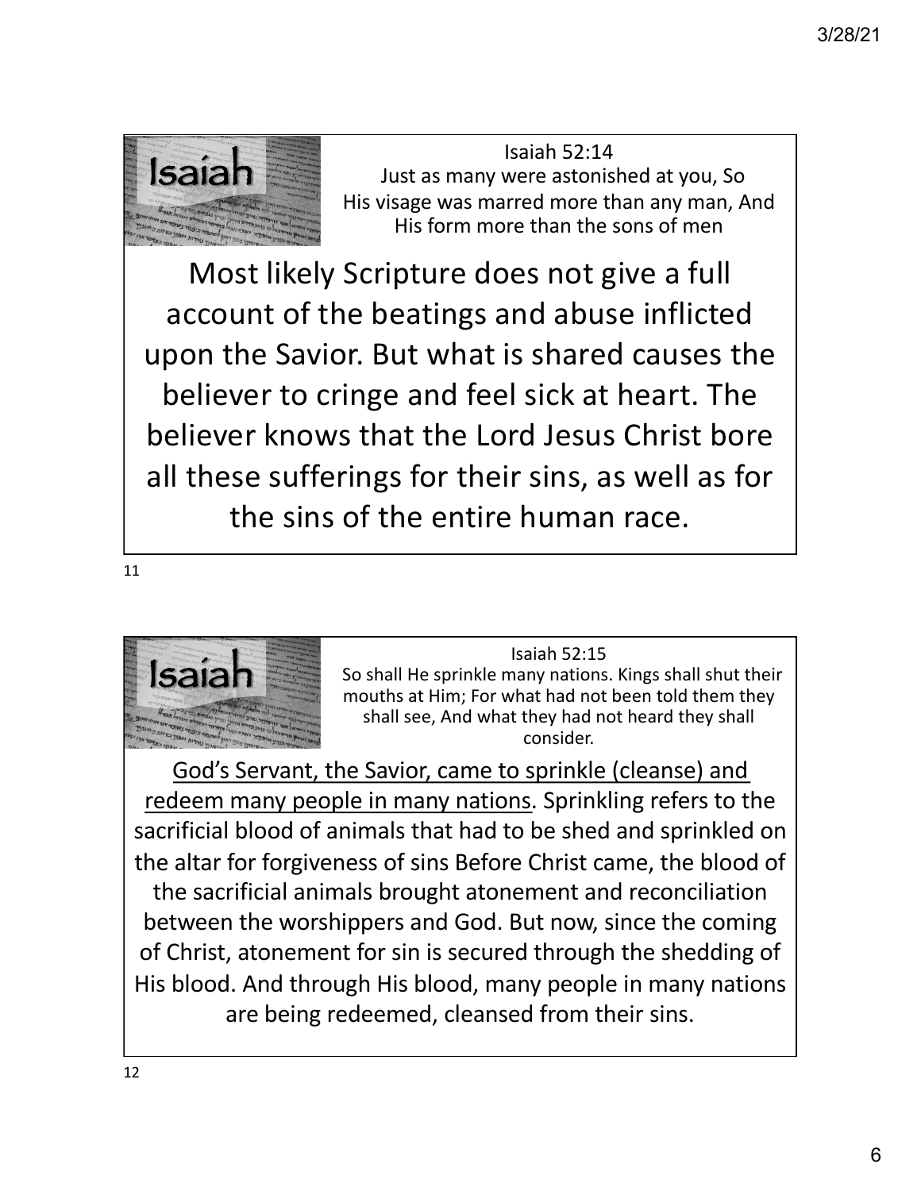## Isaiah

Isaiah 52:14
Just as many were astonished at you, So
His visage was marred more than any man, And
His form more than the sons of men

Most likely Scripture does not give a full account of the beatings and abuse inflicted upon the Savior. But what is shared causes the believer to cringe and feel sick at heart. The believer knows that the Lord Jesus Christ bore all these sufferings for their sins, as well as for the sins of the entire human race.

11

## Isaiah

Isaiah 52:15
So shall He sprinkle many nations. Kings shall shut their mouths at Him; For what had not been told them they shall see, And what they had not heard they shall consider.

<u>God's Servant, the Savior, came to sprinkle (cleanse) and redeem many people in many nations</u>. Sprinkling refers to the sacrificial blood of animals that had to be shed and sprinkled on the altar for forgiveness of sins Before Christ came, the blood of the sacrificial animals brought atonement and reconciliation between the worshippers and God. But now, since the coming of Christ, atonement for sin is secured through the shedding of His blood. And through His blood, many people in many nations are being redeemed, cleansed from their sins.

12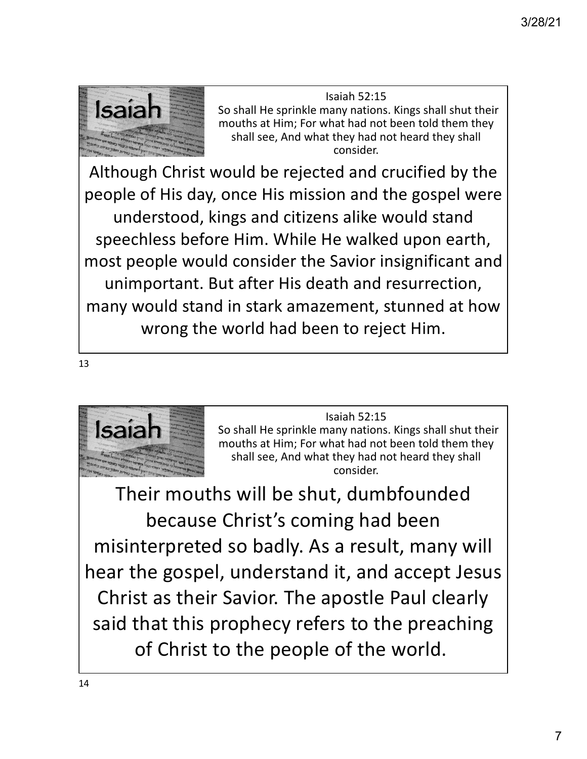Isaiah

Isaiah 52:15
So shall He sprinkle many nations. Kings shall shut their mouths at Him; For what had not been told them they shall see, And what they had not heard they shall consider.

Although Christ would be rejected and crucified by the people of His day, once His mission and the gospel were understood, kings and citizens alike would stand speechless before Him. While He walked upon earth, most people would consider the Savior insignificant and unimportant. But after His death and resurrection, many would stand in stark amazement, stunned at how wrong the world had been to reject Him.

Isaiah

Isaiah 52:15
So shall He sprinkle many nations. Kings shall shut their mouths at Him; For what had not been told them they shall see, And what they had not heard they shall consider.

Their mouths will be shut, dumbfounded because Christ's coming had been misinterpreted so badly. As a result, many will hear the gospel, understand it, and accept Jesus Christ as their Savior. The apostle Paul clearly said that this prophecy refers to the preaching of Christ to the people of the world.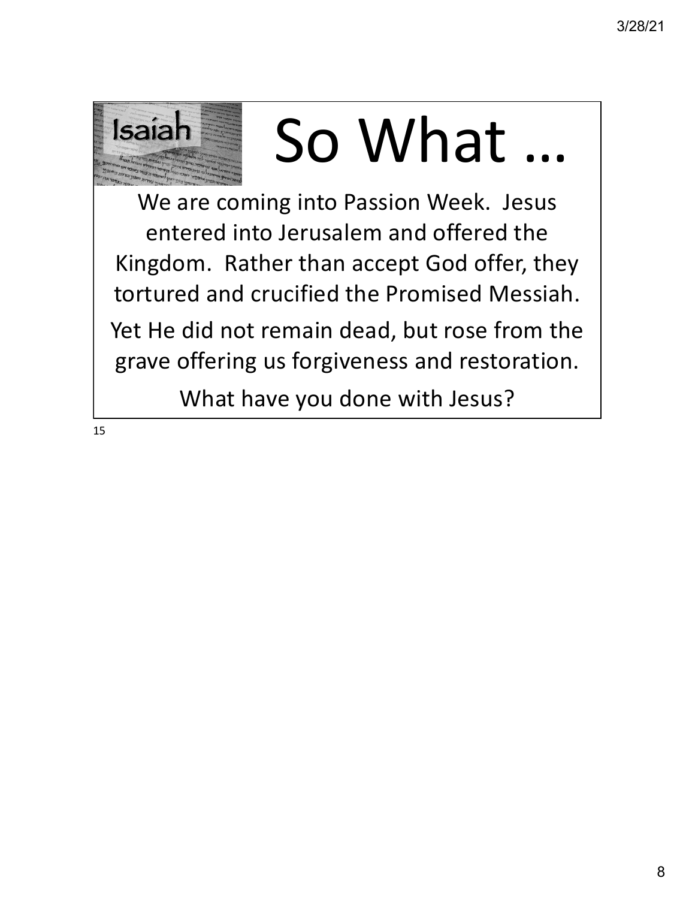# So What …

Isaiah

We are coming into Passion Week. Jesus entered into Jerusalem and offered the Kingdom. Rather than accept God offer, they tortured and crucified the Promised Messiah.

Yet He did not remain dead, but rose from the grave offering us forgiveness and restoration.

What have you done with Jesus?

15